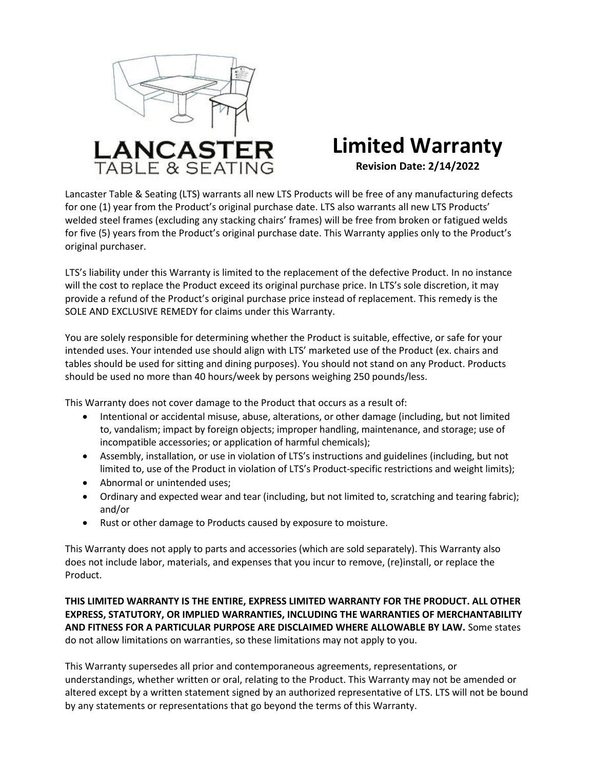LANCASTER TABLE & SEATING

# Limited Warranty

**Revision Date: 2/14/2022**

Lancaster Table & Seating (LTS) warrants all new LTS Products will be free of any manufacturing defects for one (1) year from the Product's original purchase date. LTS also warrants all new LTS Products' welded steel frames (excluding any stacking chairs' frames) will be free from broken or fatigued welds for five (5) years from the Product's original purchase date. This Warranty applies only to the Product's original purchaser.

LTS's liability under this Warranty is limited to the replacement of the defective Product. In no instance will the cost to replace the Product exceed its original purchase price. In LTS's sole discretion, it may provide a refund of the Product's original purchase price instead of replacement. This remedy is the SOLE AND EXCLUSIVE REMEDY for claims under this Warranty.

You are solely responsible for determining whether the Product is suitable, effective, or safe for your intended uses. Your intended use should align with LTS' marketed use of the Product (ex. chairs and tables should be used for sitting and dining purposes). You should not stand on any Product. Products should be used no more than 40 hours/week by persons weighing 250 pounds/less.

This Warranty does not cover damage to the Product that occurs as a result of:

- Intentional or accidental misuse, abuse, alterations, or other damage (including, but not limited to, vandalism; impact by foreign objects; improper handling, maintenance, and storage; use of incompatible accessories; or application of harmful chemicals);
- Assembly, installation, or use in violation of LTS's instructions and guidelines (including, but not limited to, use of the Product in violation of LTS's Product-specific restrictions and weight limits);
- Abnormal or unintended uses;
- Ordinary and expected wear and tear (including, but not limited to, scratching and tearing fabric); and/or
- Rust or other damage to Products caused by exposure to moisture.

This Warranty does not apply to parts and accessories (which are sold separately). This Warranty also does not include labor, materials, and expenses that you incur to remove, (re)install, or replace the Product.

**THIS LIMITED WARRANTY IS THE ENTIRE, EXPRESS LIMITED WARRANTY FOR THE PRODUCT. ALL OTHER EXPRESS, STATUTORY, OR IMPLIED WARRANTIES, INCLUDING THE WARRANTIES OF MERCHANTABILITY AND FITNESS FOR A PARTICULAR PURPOSE ARE DISCLAIMED WHERE ALLOWABLE BY LAW.** Some states do not allow limitations on warranties, so these limitations may not apply to you.

This Warranty supersedes all prior and contemporaneous agreements, representations, or understandings, whether written or oral, relating to the Product. This Warranty may not be amended or altered except by a written statement signed by an authorized representative of LTS. LTS will not be bound by any statements or representations that go beyond the terms of this Warranty.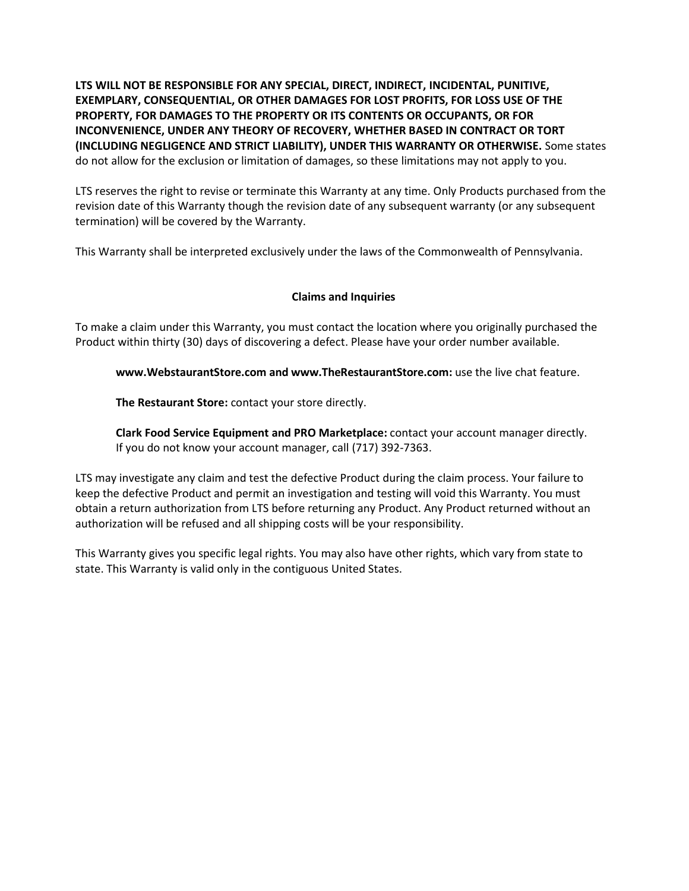**LTS WILL NOT BE RESPONSIBLE FOR ANY SPECIAL, DIRECT, INDIRECT, INCIDENTAL, PUNITIVE, EXEMPLARY, CONSEQUENTIAL, OR OTHER DAMAGES FOR LOST PROFITS, FOR LOSS USE OF THE PROPERTY, FOR DAMAGES TO THE PROPERTY OR ITS CONTENTS OR OCCUPANTS, OR FOR INCONVENIENCE, UNDER ANY THEORY OF RECOVERY, WHETHER BASED IN CONTRACT OR TORT (INCLUDING NEGLIGENCE AND STRICT LIABILITY), UNDER THIS WARRANTY OR OTHERWISE.** Some states do not allow for the exclusion or limitation of damages, so these limitations may not apply to you.

LTS reserves the right to revise or terminate this Warranty at any time. Only Products purchased from the revision date of this Warranty though the revision date of any subsequent warranty (or any subsequent termination) will be covered by the Warranty.

This Warranty shall be interpreted exclusively under the laws of the Commonwealth of Pennsylvania.

**Claims and Inquiries**

To make a claim under this Warranty, you must contact the location where you originally purchased the Product within thirty (30) days of discovering a defect. Please have your order number available.

> **www.WebstaurantStore.com and www.TheRestaurantStore.com:** use the live chat feature.
>
> **The Restaurant Store:** contact your store directly.
>
> **Clark Food Service Equipment and PRO Marketplace:** contact your account manager directly. If you do not know your account manager, call (717) 392-7363.

LTS may investigate any claim and test the defective Product during the claim process. Your failure to keep the defective Product and permit an investigation and testing will void this Warranty. You must obtain a return authorization from LTS before returning any Product. Any Product returned without an authorization will be refused and all shipping costs will be your responsibility.

This Warranty gives you specific legal rights. You may also have other rights, which vary from state to state. This Warranty is valid only in the contiguous United States.